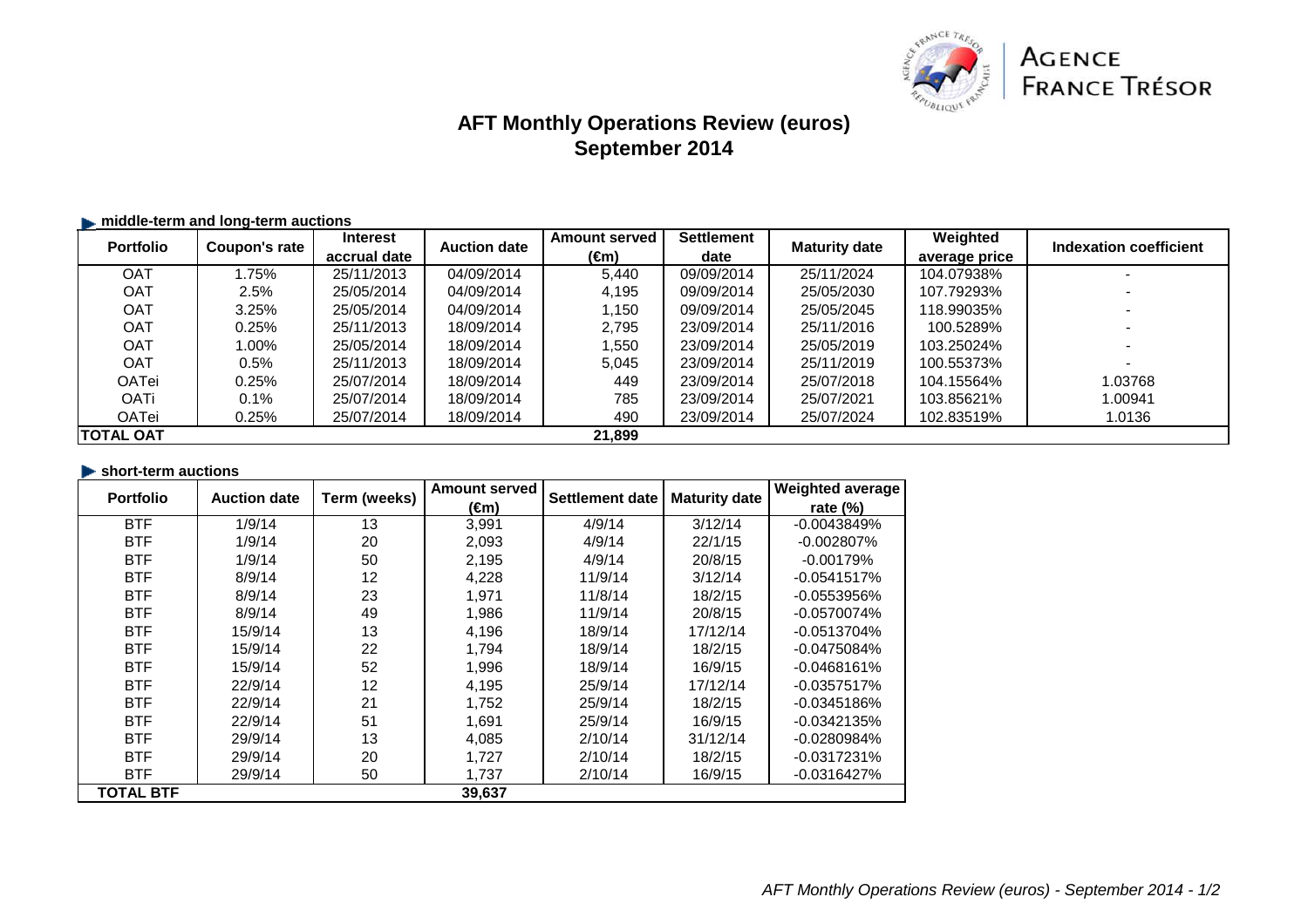# AFT Monthly Operations Review (euros)
## September 2014

### middle-term and long-term auctions

| Portfolio | Coupon's rate | Interest accrual date | Auction date | Amount served (€m) | Settlement date | Maturity date | Weighted average price | Indexation coefficient |
|---|---|---|---|---|---|---|---|---|
| OAT | 1.75% | 25/11/2013 | 04/09/2014 | 5,440 | 09/09/2014 | 25/11/2024 | 104.07938% | - |
| OAT | 2.5% | 25/05/2014 | 04/09/2014 | 4,195 | 09/09/2014 | 25/05/2030 | 107.79293% | - |
| OAT | 3.25% | 25/05/2014 | 04/09/2014 | 1,150 | 09/09/2014 | 25/05/2045 | 118.99035% | - |
| OAT | 0.25% | 25/11/2013 | 18/09/2014 | 2,795 | 23/09/2014 | 25/11/2016 | 100.5289% | - |
| OAT | 1.00% | 25/05/2014 | 18/09/2014 | 1,550 | 23/09/2014 | 25/05/2019 | 103.25024% | - |
| OAT | 0.5% | 25/11/2013 | 18/09/2014 | 5,045 | 23/09/2014 | 25/11/2019 | 100.55373% | - |
| OATei | 0.25% | 25/07/2014 | 18/09/2014 | 449 | 23/09/2014 | 25/07/2018 | 104.15564% | 1.03768 |
| OATi | 0.1% | 25/07/2014 | 18/09/2014 | 785 | 23/09/2014 | 25/07/2021 | 103.85621% | 1.00941 |
| OATei | 0.25% | 25/07/2014 | 18/09/2014 | 490 | 23/09/2014 | 25/07/2024 | 102.83519% | 1.0136 |
| **TOTAL OAT** | | | | **21,899** | | | | |

### short-term auctions

| Portfolio | Auction date | Term (weeks) | Amount served (€m) | Settlement date | Maturity date | Weighted average rate (%) |
|---|---|---|---|---|---|---|
| BTF | 1/9/14 | 13 | 3,991 | 4/9/14 | 3/12/14 | -0.0043849% |
| BTF | 1/9/14 | 20 | 2,093 | 4/9/14 | 22/1/15 | -0.002807% |
| BTF | 1/9/14 | 50 | 2,195 | 4/9/14 | 20/8/15 | -0.00179% |
| BTF | 8/9/14 | 12 | 4,228 | 11/9/14 | 3/12/14 | -0.0541517% |
| BTF | 8/9/14 | 23 | 1,971 | 11/8/14 | 18/2/15 | -0.0553956% |
| BTF | 8/9/14 | 49 | 1,986 | 11/9/14 | 20/8/15 | -0.0570074% |
| BTF | 15/9/14 | 13 | 4,196 | 18/9/14 | 17/12/14 | -0.0513704% |
| BTF | 15/9/14 | 22 | 1,794 | 18/9/14 | 18/2/15 | -0.0475084% |
| BTF | 15/9/14 | 52 | 1,996 | 18/9/14 | 16/9/15 | -0.0468161% |
| BTF | 22/9/14 | 12 | 4,195 | 25/9/14 | 17/12/14 | -0.0357517% |
| BTF | 22/9/14 | 21 | 1,752 | 25/9/14 | 18/2/15 | -0.0345186% |
| BTF | 22/9/14 | 51 | 1,691 | 25/9/14 | 16/9/15 | -0.0342135% |
| BTF | 29/9/14 | 13 | 4,085 | 2/10/14 | 31/12/14 | -0.0280984% |
| BTF | 29/9/14 | 20 | 1,727 | 2/10/14 | 18/2/15 | -0.0317231% |
| BTF | 29/9/14 | 50 | 1,737 | 2/10/14 | 16/9/15 | -0.0316427% |
| **TOTAL BTF** | | | **39,637** | | | |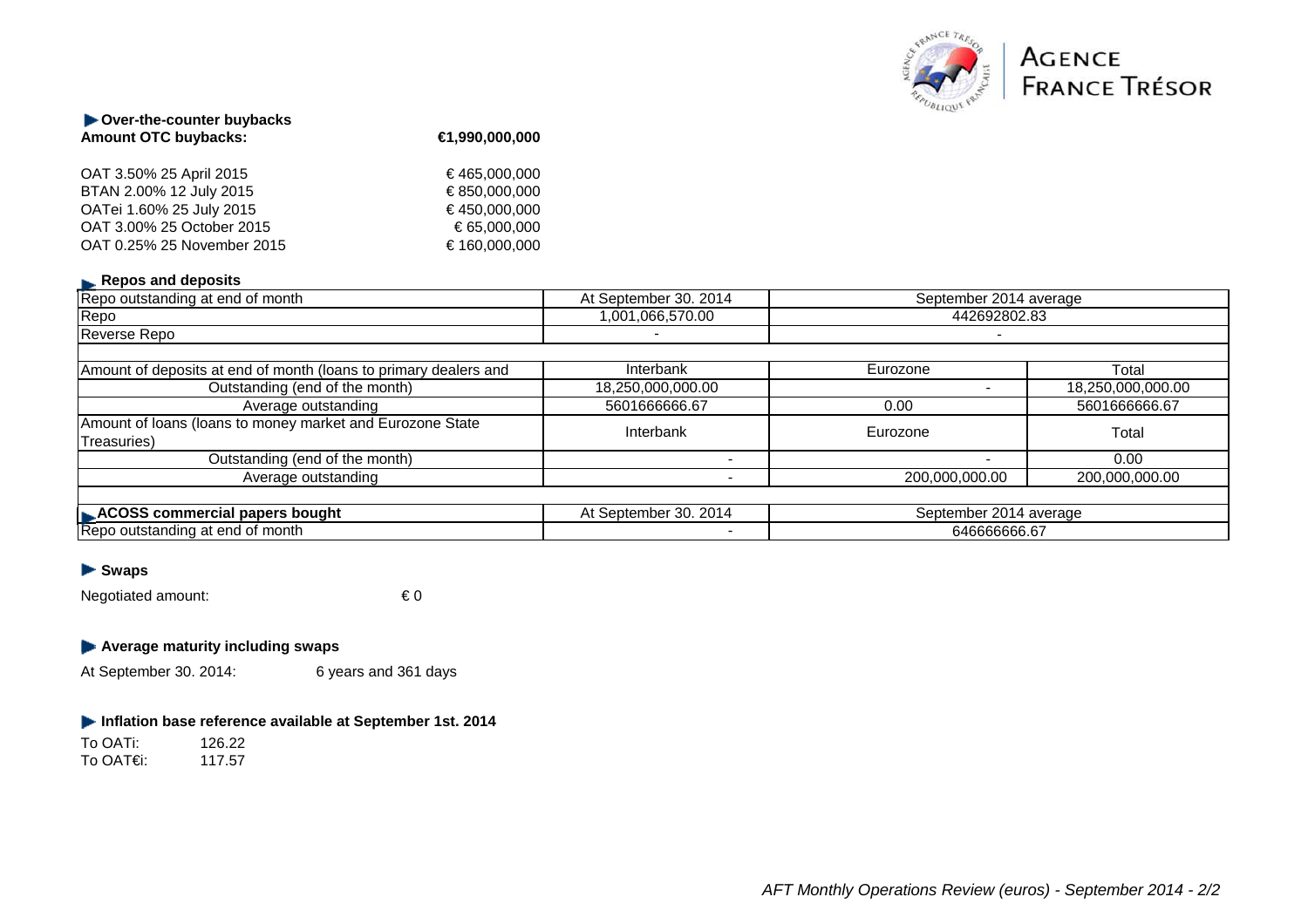### Over-the-counter buybacks

**Amount OTC buybacks: €1,990,000,000**

| | |
|---|---|
| OAT 3.50% 25 April 2015 | € 465,000,000 |
| BTAN 2.00% 12 July 2015 | € 850,000,000 |
| OATei 1.60% 25 July 2015 | € 450,000,000 |
| OAT 3.00% 25 October 2015 | € 65,000,000 |
| OAT 0.25% 25 November 2015 | € 160,000,000 |

### Repos and deposits

| Repo outstanding at end of month | At September 30. 2014 | September 2014 average | |
|---|---|---|---|
| Repo | 1,001,066,570.00 | 442692802.83 | |
| Reverse Repo | - | - | |
| | | | |
| Amount of deposits at end of month (loans to primary dealers and | Interbank | Eurozone | Total |
| Outstanding (end of the month) | 18,250,000,000.00 | - | 18,250,000,000.00 |
| Average outstanding | 5601666666.67 | 0.00 | 5601666666.67 |
| Amount of loans (loans to money market and Eurozone State Treasuries) | Interbank | Eurozone | Total |
| Outstanding (end of the month) | - | - | 0.00 |
| Average outstanding | - | 200,000,000.00 | 200,000,000.00 |
| | | | |
| **ACOSS commercial papers bought** | At September 30. 2014 | September 2014 average | |
| Repo outstanding at end of month | - | 646666666.67 | |

### Swaps

Negotiated amount: € 0

### Average maturity including swaps

At September 30. 2014: 6 years and 361 days

### Inflation base reference available at September 1st. 2014

To OATi: 126.22

To OAT€i: 117.57